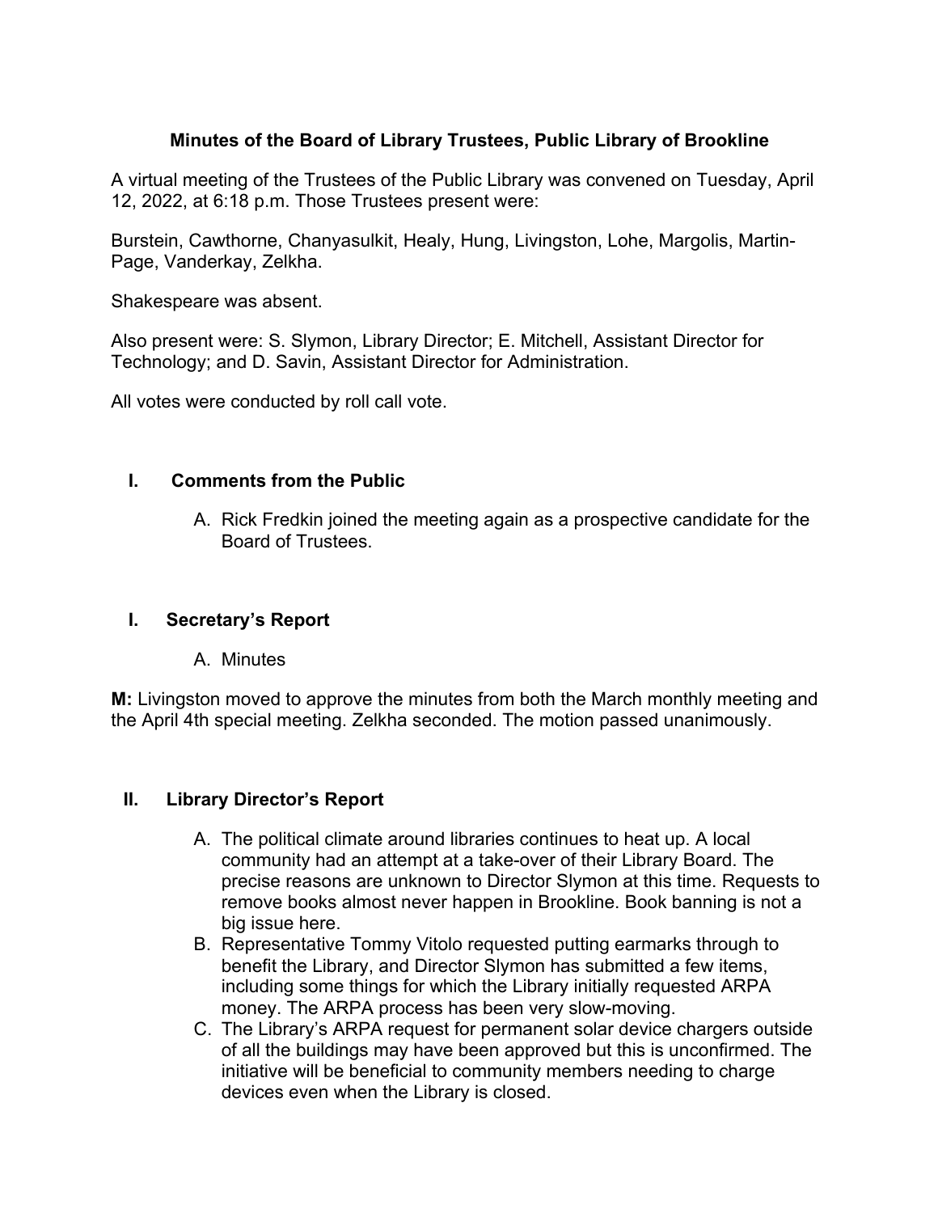# Minutes of the Board of Library Trustees, Public Library of Brookline

A virtual meeting of the Trustees of the Public Library was convened on Tuesday, April 12, 2022, at 6:18 p.m. Those Trustees present were:

Burstein, Cawthorne, Chanyasulkit, Healy, Hung, Livingston, Lohe, Margolis, Martin-Page, Vanderkay, Zelkha.

Shakespeare was absent.

Also present were: S. Slymon, Library Director; E. Mitchell, Assistant Director for Technology; and D. Savin, Assistant Director for Administration.

All votes were conducted by roll call vote.

## I. Comments from the Public

A. Rick Fredkin joined the meeting again as a prospective candidate for the Board of Trustees.

## I. Secretary's Report

A. Minutes

**M:** Livingston moved to approve the minutes from both the March monthly meeting and the April 4th special meeting. Zelkha seconded. The motion passed unanimously.

## II. Library Director's Report

A. The political climate around libraries continues to heat up. A local community had an attempt at a take-over of their Library Board. The precise reasons are unknown to Director Slymon at this time. Requests to remove books almost never happen in Brookline. Book banning is not a big issue here.

B. Representative Tommy Vitolo requested putting earmarks through to benefit the Library, and Director Slymon has submitted a few items, including some things for which the Library initially requested ARPA money. The ARPA process has been very slow-moving.

C. The Library's ARPA request for permanent solar device chargers outside of all the buildings may have been approved but this is unconfirmed. The initiative will be beneficial to community members needing to charge devices even when the Library is closed.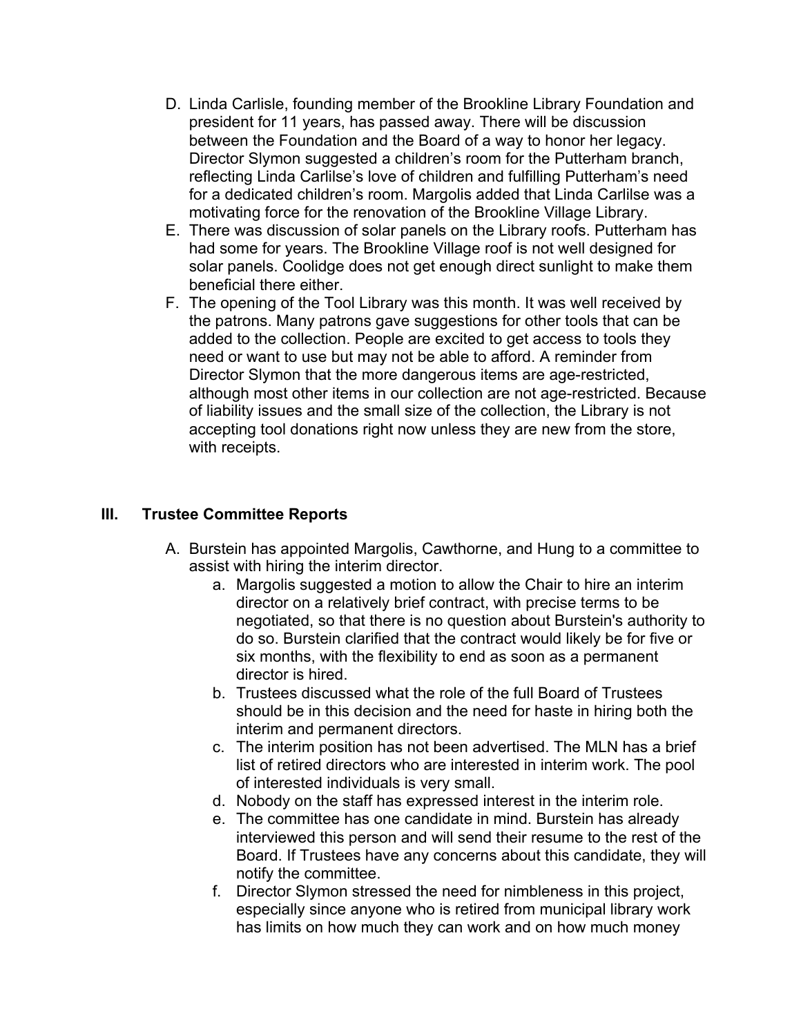D. Linda Carlisle, founding member of the Brookline Library Foundation and president for 11 years, has passed away. There will be discussion between the Foundation and the Board of a way to honor her legacy. Director Slymon suggested a children's room for the Putterham branch, reflecting Linda Carlilse's love of children and fulfilling Putterham's need for a dedicated children's room. Margolis added that Linda Carlilse was a motivating force for the renovation of the Brookline Village Library.

E. There was discussion of solar panels on the Library roofs. Putterham has had some for years. The Brookline Village roof is not well designed for solar panels. Coolidge does not get enough direct sunlight to make them beneficial there either.

F. The opening of the Tool Library was this month. It was well received by the patrons. Many patrons gave suggestions for other tools that can be added to the collection. People are excited to get access to tools they need or want to use but may not be able to afford. A reminder from Director Slymon that the more dangerous items are age-restricted, although most other items in our collection are not age-restricted. Because of liability issues and the small size of the collection, the Library is not accepting tool donations right now unless they are new from the store, with receipts.

## III. Trustee Committee Reports

A. Burstein has appointed Margolis, Cawthorne, and Hung to a committee to assist with hiring the interim director.

   a. Margolis suggested a motion to allow the Chair to hire an interim director on a relatively brief contract, with precise terms to be negotiated, so that there is no question about Burstein's authority to do so. Burstein clarified that the contract would likely be for five or six months, with the flexibility to end as soon as a permanent director is hired.

   b. Trustees discussed what the role of the full Board of Trustees should be in this decision and the need for haste in hiring both the interim and permanent directors.

   c. The interim position has not been advertised. The MLN has a brief list of retired directors who are interested in interim work. The pool of interested individuals is very small.

   d. Nobody on the staff has expressed interest in the interim role.

   e. The committee has one candidate in mind. Burstein has already interviewed this person and will send their resume to the rest of the Board. If Trustees have any concerns about this candidate, they will notify the committee.

   f. Director Slymon stressed the need for nimbleness in this project, especially since anyone who is retired from municipal library work has limits on how much they can work and on how much money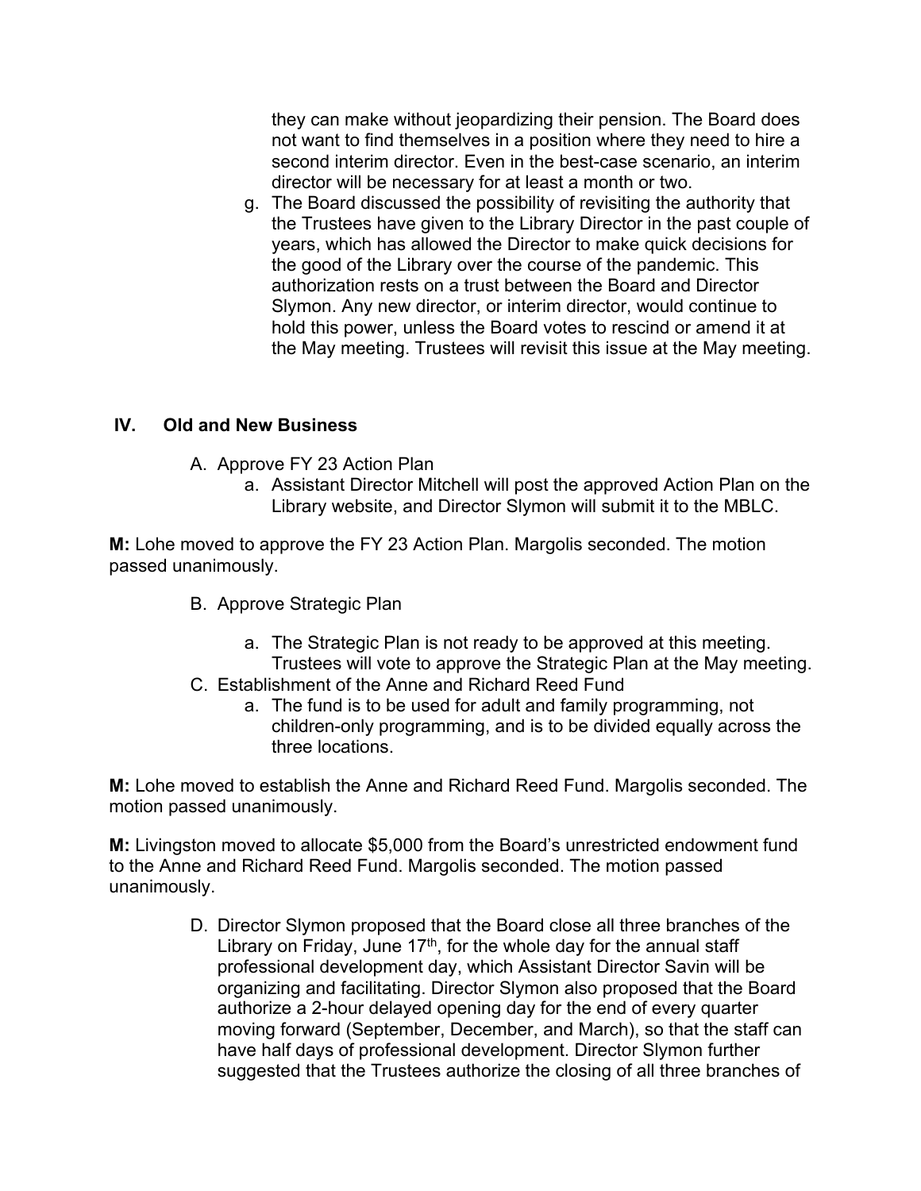they can make without jeopardizing their pension. The Board does not want to find themselves in a position where they need to hire a second interim director. Even in the best-case scenario, an interim director will be necessary for at least a month or two.

g. The Board discussed the possibility of revisiting the authority that the Trustees have given to the Library Director in the past couple of years, which has allowed the Director to make quick decisions for the good of the Library over the course of the pandemic. This authorization rests on a trust between the Board and Director Slymon. Any new director, or interim director, would continue to hold this power, unless the Board votes to rescind or amend it at the May meeting. Trustees will revisit this issue at the May meeting.

## IV. Old and New Business

A. Approve FY 23 Action Plan
   a. Assistant Director Mitchell will post the approved Action Plan on the Library website, and Director Slymon will submit it to the MBLC.

**M:** Lohe moved to approve the FY 23 Action Plan. Margolis seconded. The motion passed unanimously.

B. Approve Strategic Plan
   a. The Strategic Plan is not ready to be approved at this meeting. Trustees will vote to approve the Strategic Plan at the May meeting.

C. Establishment of the Anne and Richard Reed Fund
   a. The fund is to be used for adult and family programming, not children-only programming, and is to be divided equally across the three locations.

**M:** Lohe moved to establish the Anne and Richard Reed Fund. Margolis seconded. The motion passed unanimously.

**M:** Livingston moved to allocate $5,000 from the Board's unrestricted endowment fund to the Anne and Richard Reed Fund. Margolis seconded. The motion passed unanimously.

D. Director Slymon proposed that the Board close all three branches of the Library on Friday, June 17th, for the whole day for the annual staff professional development day, which Assistant Director Savin will be organizing and facilitating. Director Slymon also proposed that the Board authorize a 2-hour delayed opening day for the end of every quarter moving forward (September, December, and March), so that the staff can have half days of professional development. Director Slymon further suggested that the Trustees authorize the closing of all three branches of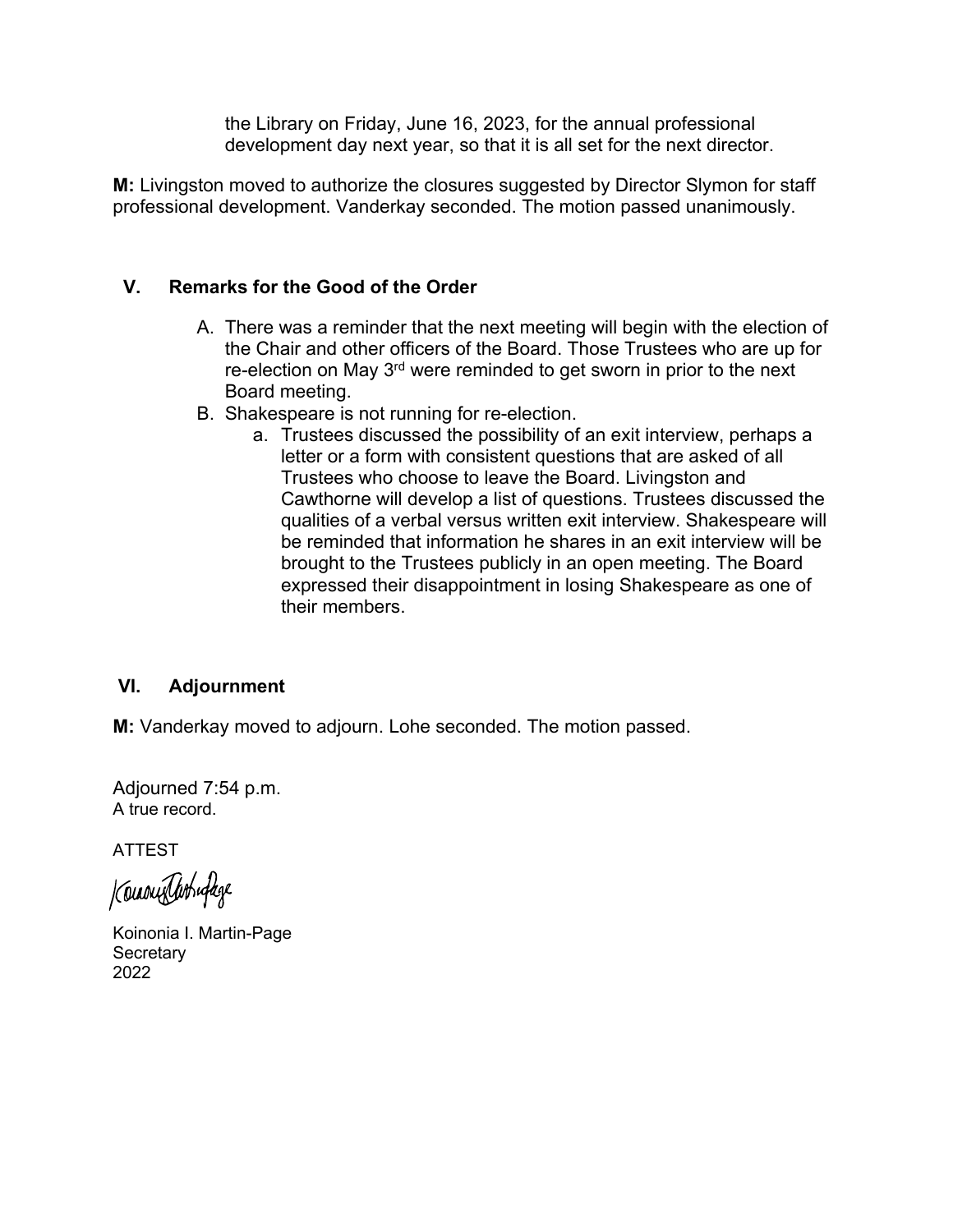the Library on Friday, June 16, 2023, for the annual professional development day next year, so that it is all set for the next director.

**M:** Livingston moved to authorize the closures suggested by Director Slymon for staff professional development. Vanderkay seconded. The motion passed unanimously.

## V. Remarks for the Good of the Order

A. There was a reminder that the next meeting will begin with the election of the Chair and other officers of the Board. Those Trustees who are up for re-election on May 3rd were reminded to get sworn in prior to the next Board meeting.

B. Shakespeare is not running for re-election.

   a. Trustees discussed the possibility of an exit interview, perhaps a letter or a form with consistent questions that are asked of all Trustees who choose to leave the Board. Livingston and Cawthorne will develop a list of questions. Trustees discussed the qualities of a verbal versus written exit interview. Shakespeare will be reminded that information he shares in an exit interview will be brought to the Trustees publicly in an open meeting. The Board expressed their disappointment in losing Shakespeare as one of their members.

## VI. Adjournment

**M:** Vanderkay moved to adjourn. Lohe seconded. The motion passed.

Adjourned 7:54 p.m.
A true record.

ATTEST

Koinonia I. Martin-Page
Secretary
2022